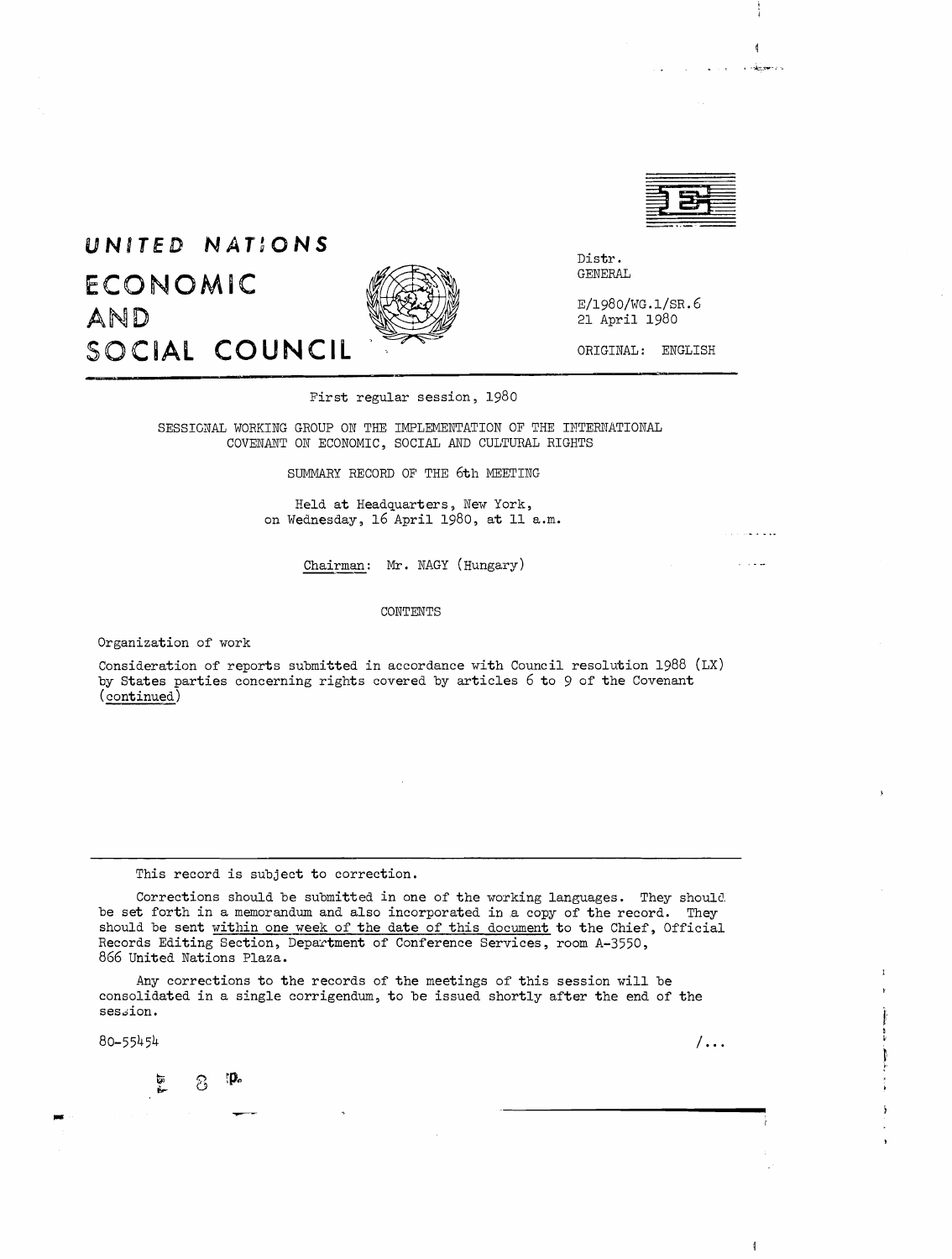# UNITED NATIONS
# ECONOMIC AND SOCIAL COUNCIL

Distr.
GENERAL

E/1980/WG.1/SR.6
21 April 1980

ORIGINAL: ENGLISH

First regular session, 1980

SESSIONAL WORKING GROUP ON THE IMPLEMENTATION OF THE INTERNATIONAL COVENANT ON ECONOMIC, SOCIAL AND CULTURAL RIGHTS

SUMMARY RECORD OF THE 6th MEETING

Held at Headquarters, New York, on Wednesday, 16 April 1980, at 11 a.m.

Chairman: Mr. NAGY (Hungary)

CONTENTS

Organization of work

Consideration of reports submitted in accordance with Council resolution 1988 (LX) by States parties concerning rights covered by articles 6 to 9 of the Covenant (continued)

---

This record is subject to correction.

Corrections should be submitted in one of the working languages. They should be set forth in a memorandum and also incorporated in a copy of the record. They should be sent within one week of the date of this document to the Chief, Official Records Editing Section, Department of Conference Services, room A-3550, 866 United Nations Plaza.

Any corrections to the records of the meetings of this session will be consolidated in a single corrigendum, to be issued shortly after the end of the session.

80-55454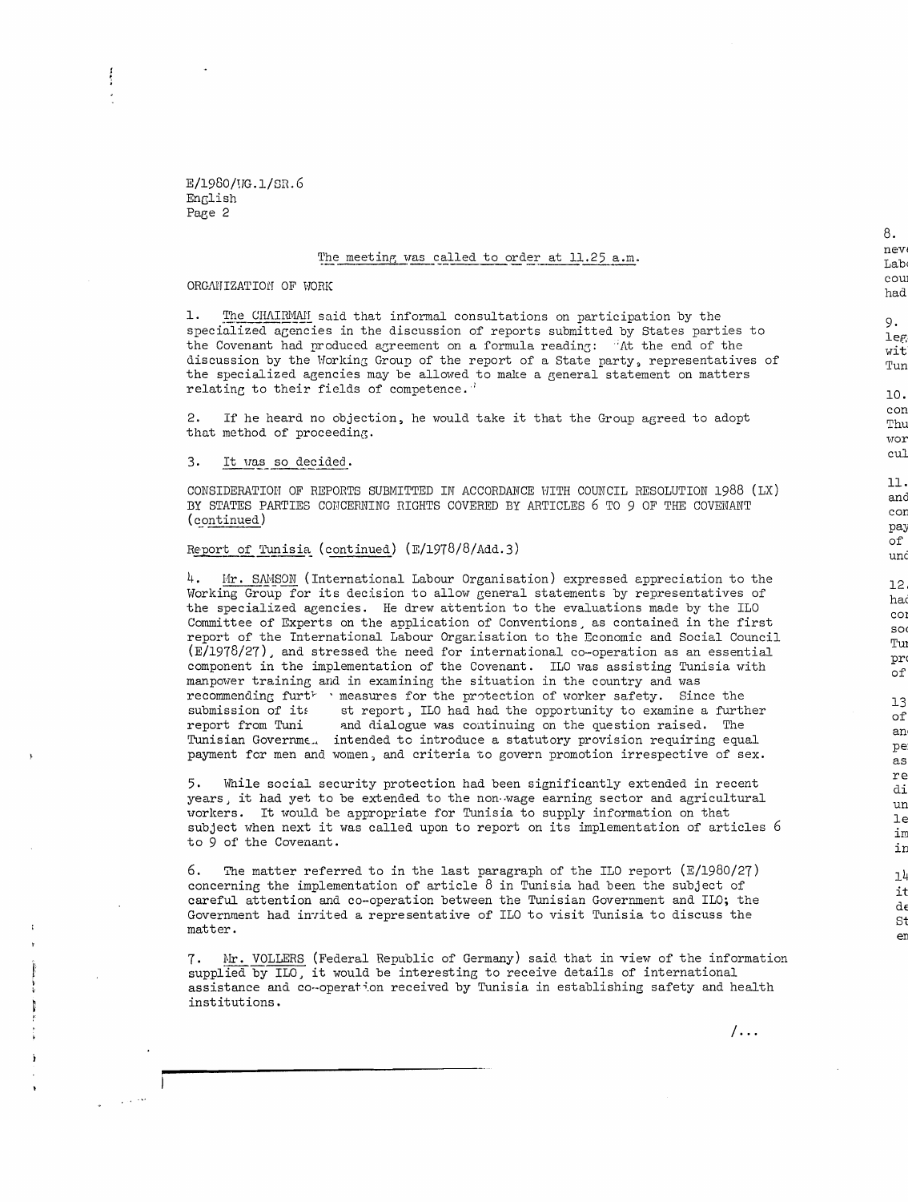The meeting was called to order at 11.25 a.m.

ORGANIZATION OF WORK

1. The CHAIRMAN said that informal consultations on participation by the specialized agencies in the discussion of reports submitted by States parties to the Covenant had produced agreement on a formula reading: "At the end of the discussion by the Working Group of the report of a State party, representatives of the specialized agencies may be allowed to make a general statement on matters relating to their fields of competence."

2. If he heard no objection, he would take it that the Group agreed to adopt that method of proceeding.

3. It was so decided.

CONSIDERATION OF REPORTS SUBMITTED IN ACCORDANCE WITH COUNCIL RESOLUTION 1988 (LX) BY STATES PARTIES CONCERNING RIGHTS COVERED BY ARTICLES 6 TO 9 OF THE COVENANT (continued)

Report of Tunisia (continued) (E/1978/8/Add.3)

4. Mr. SAMSON (International Labour Organisation) expressed appreciation to the Working Group for its decision to allow general statements by representatives of the specialized agencies. He drew attention to the evaluations made by the ILO Committee of Experts on the application of Conventions, as contained in the first report of the International Labour Organisation to the Economic and Social Council (E/1978/27), and stressed the need for international co-operation as an essential component in the implementation of the Covenant. ILO was assisting Tunisia with manpower training and in examining the situation in the country and was recommending furth measures for the protection of worker safety. Since the submission of its st report, ILO had had the opportunity to examine a further report from Tuni and dialogue was continuing on the question raised. The Tunisian Governme intended to introduce a statutory provision requiring equal payment for men and women, and criteria to govern promotion irrespective of sex.

5. While social security protection had been significantly extended in recent years, it had yet to be extended to the non-wage earning sector and agricultural workers. It would be appropriate for Tunisia to supply information on that subject when next it was called upon to report on its implementation of articles 6 to 9 of the Covenant.

6. The matter referred to in the last paragraph of the ILO report (E/1980/27) concerning the implementation of article 8 in Tunisia had been the subject of careful attention and co-operation between the Tunisian Government and ILO; the Government had invited a representative of ILO to visit Tunisia to discuss the matter.

7. Mr. VOLLERS (Federal Republic of Germany) said that in view of the information supplied by ILO, it would be interesting to receive details of international assistance and co-operation received by Tunisia in establishing safety and health institutions.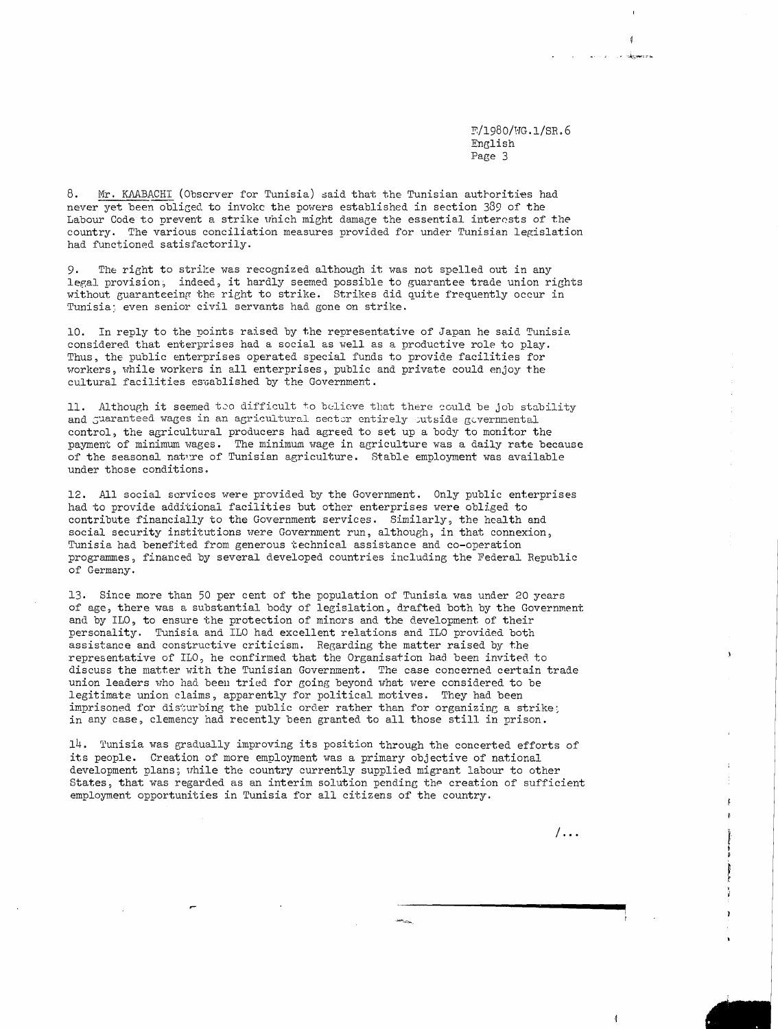8. Mr. KAABACHI (Observer for Tunisia) said that the Tunisian authorities had never yet been obliged to invoke the powers established in section 389 of the Labour Code to prevent a strike which might damage the essential interests of the country. The various conciliation measures provided for under Tunisian legislation had functioned satisfactorily.

9. The right to strike was recognized although it was not spelled out in any legal provision, indeed, it hardly seemed possible to guarantee trade union rights without guaranteeing the right to strike. Strikes did quite frequently occur in Tunisia; even senior civil servants had gone on strike.

10. In reply to the points raised by the representative of Japan he said Tunisia considered that enterprises had a social as well as a productive role to play. Thus, the public enterprises operated special funds to provide facilities for workers, while workers in all enterprises, public and private could enjoy the cultural facilities established by the Government.

11. Although it seemed too difficult to believe that there could be job stability and guaranteed wages in an agricultural sector entirely outside governmental control, the agricultural producers had agreed to set up a body to monitor the payment of minimum wages. The minimum wage in agriculture was a daily rate because of the seasonal nature of Tunisian agriculture. Stable employment was available under those conditions.

12. All social services were provided by the Government. Only public enterprises had to provide additional facilities but other enterprises were obliged to contribute financially to the Government services. Similarly, the health and social security institutions were Government run, although, in that connexion, Tunisia had benefited from generous technical assistance and co-operation programmes, financed by several developed countries including the Federal Republic of Germany.

13. Since more than 50 per cent of the population of Tunisia was under 20 years of age, there was a substantial body of legislation, drafted both by the Government and by ILO, to ensure the protection of minors and the development of their personality. Tunisia and ILO had excellent relations and ILO provided both assistance and constructive criticism. Regarding the matter raised by the representative of ILO, he confirmed that the Organisation had been invited to discuss the matter with the Tunisian Government. The case concerned certain trade union leaders who had been tried for going beyond what were considered to be legitimate union claims, apparently for political motives. They had been imprisoned for disturbing the public order rather than for organizing a strike; in any case, clemency had recently been granted to all those still in prison.

14. Tunisia was gradually improving its position through the concerted efforts of its people. Creation of more employment was a primary objective of national development plans; while the country currently supplied migrant labour to other States, that was regarded as an interim solution pending the creation of sufficient employment opportunities in Tunisia for all citizens of the country.

/...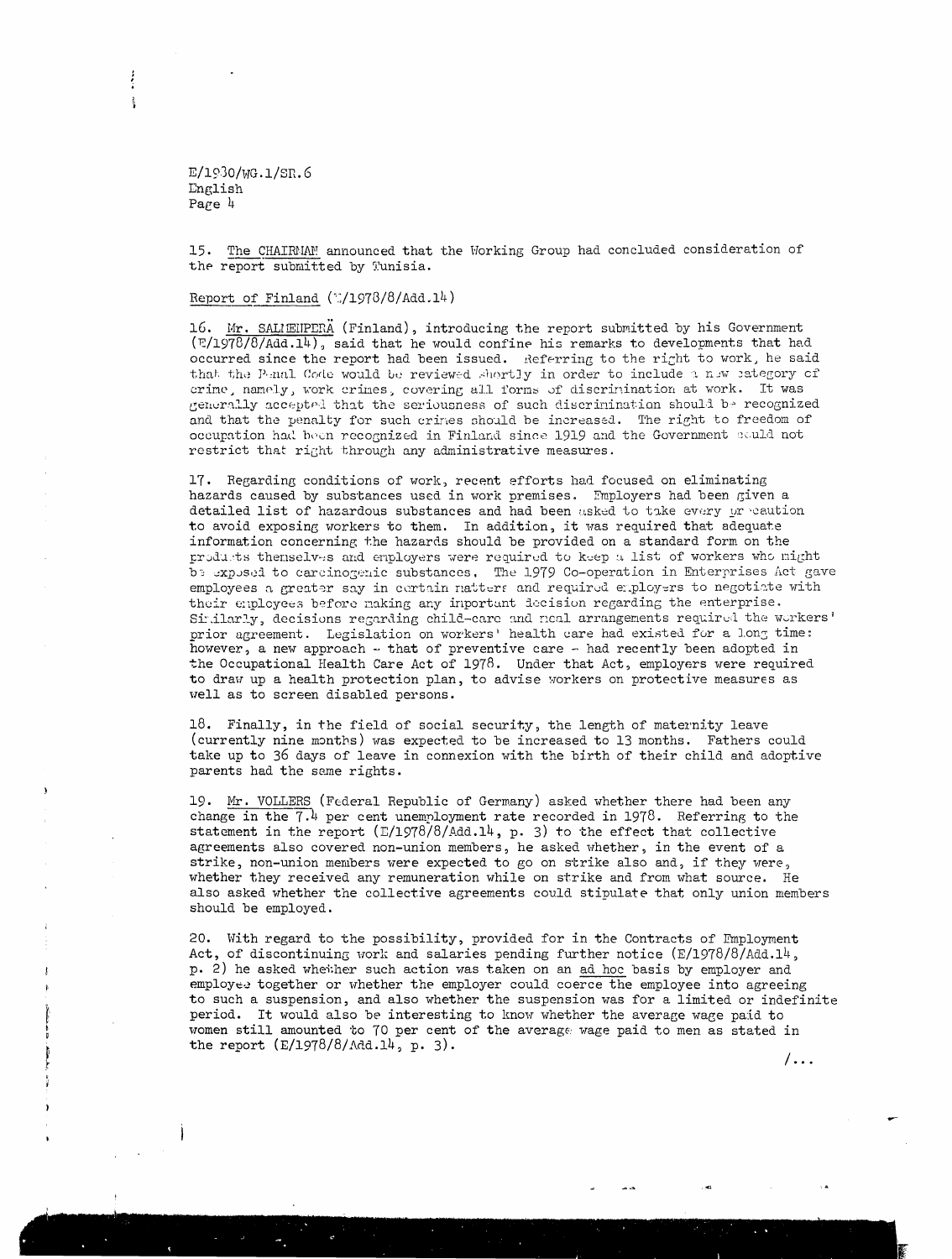15. The CHAIRMAN announced that the Working Group had concluded consideration of the report submitted by Tunisia.

Report of Finland (E/1978/8/Add.14)

16. Mr. SALMENPERÄ (Finland), introducing the report submitted by his Government (E/1978/8/Add.14), said that he would confine his remarks to developments that had occurred since the report had been issued. Referring to the right to work, he said that the Penal Code would be reviewed shortly in order to include a new category of crime, namely, work crimes, covering all forms of discrimination at work. It was generally accepted that the seriousness of such discrimination should be recognized and that the penalty for such crimes should be increased. The right to freedom of occupation had been recognized in Finland since 1919 and the Government could not restrict that right through any administrative measures.

17. Regarding conditions of work, recent efforts had focused on eliminating hazards caused by substances used in work premises. Employers had been given a detailed list of hazardous substances and had been asked to take every precaution to avoid exposing workers to them. In addition, it was required that adequate information concerning the hazards should be provided on a standard form on the products themselves and employers were required to keep a list of workers who might be exposed to carcinogenic substances. The 1979 Co-operation in Enterprises Act gave employees a greater say in certain matters and required employers to negotiate with their employees before making any important decision regarding the enterprise. Similarly, decisions regarding child-care and meal arrangements required the workers' prior agreement. Legislation on workers' health care had existed for a long time: however, a new approach - that of preventive care - had recently been adopted in the Occupational Health Care Act of 1978. Under that Act, employers were required to draw up a health protection plan, to advise workers on protective measures as well as to screen disabled persons.

18. Finally, in the field of social security, the length of maternity leave (currently nine months) was expected to be increased to 13 months. Fathers could take up to 36 days of leave in connexion with the birth of their child and adoptive parents had the same rights.

19. Mr. VOLLERS (Federal Republic of Germany) asked whether there had been any change in the 7.4 per cent unemployment rate recorded in 1978. Referring to the statement in the report (E/1978/8/Add.14, p. 3) to the effect that collective agreements also covered non-union members, he asked whether, in the event of a strike, non-union members were expected to go on strike also and, if they were, whether they received any remuneration while on strike and from what source. He also asked whether the collective agreements could stipulate that only union members should be employed.

20. With regard to the possibility, provided for in the Contracts of Employment Act, of discontinuing work and salaries pending further notice (E/1978/8/Add.14, p. 2) he asked whether such action was taken on an *ad hoc* basis by employer and employee together or whether the employer could coerce the employee into agreeing to such a suspension, and also whether the suspension was for a limited or indefinite period. It would also be interesting to know whether the average wage paid to women still amounted to 70 per cent of the average wage paid to men as stated in the report (E/1978/8/Add.14, p. 3).

/...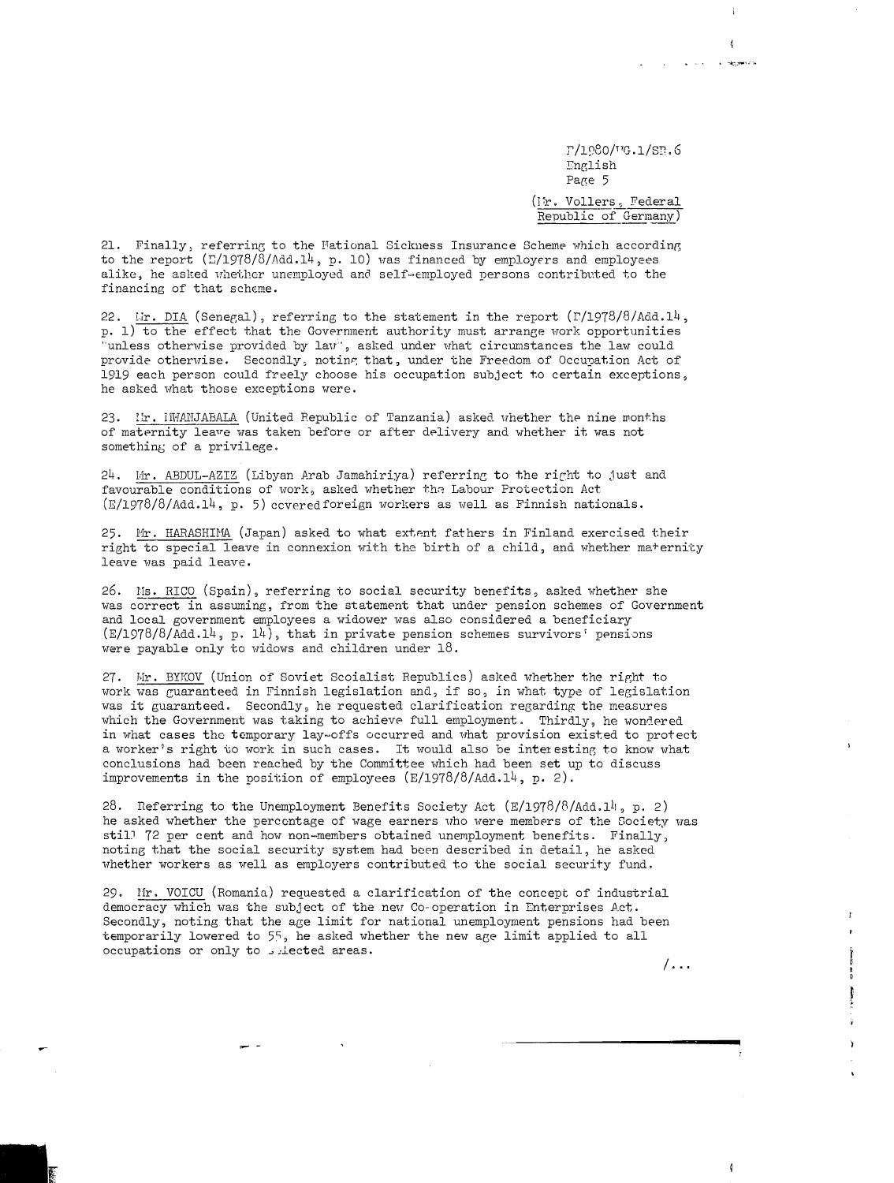(Mr. Vollers, Federal Republic of Germany)

21. Finally, referring to the National Sickness Insurance Scheme which according to the report (E/1978/8/Add.14, p. 10) was financed by employers and employees alike, he asked whether unemployed and self-employed persons contributed to the financing of that scheme.

22. Mr. DIA (Senegal), referring to the statement in the report (E/1978/8/Add.14, p. 1) to the effect that the Government authority must arrange work opportunities "unless otherwise provided by law", asked under what circumstances the law could provide otherwise. Secondly, noting that, under the Freedom of Occupation Act of 1919 each person could freely choose his occupation subject to certain exceptions, he asked what those exceptions were.

23. Mr. MWANJABALA (United Republic of Tanzania) asked whether the nine months of maternity leave was taken before or after delivery and whether it was not something of a privilege.

24. Mr. ABDUL-AZIZ (Libyan Arab Jamahiriya) referring to the right to just and favourable conditions of work, asked whether the Labour Protection Act (E/1978/8/Add.14, p. 5) covered foreign workers as well as Finnish nationals.

25. Mr. HARASHIMA (Japan) asked to what extent fathers in Finland exercised their right to special leave in connexion with the birth of a child, and whether maternity leave was paid leave.

26. Ms. RICO (Spain), referring to social security benefits, asked whether she was correct in assuming, from the statement that under pension schemes of Government and local government employees a widower was also considered a beneficiary (E/1978/8/Add.14, p. 14), that in private pension schemes survivors' pensions were payable only to widows and children under 18.

27. Mr. BYKOV (Union of Soviet Socialist Republics) asked whether the right to work was guaranteed in Finnish legislation and, if so, in what type of legislation was it guaranteed. Secondly, he requested clarification regarding the measures which the Government was taking to achieve full employment. Thirdly, he wondered in what cases the temporary lay-offs occurred and what provision existed to protect a worker's right to work in such cases. It would also be interesting to know what conclusions had been reached by the Committee which had been set up to discuss improvements in the position of employees (E/1978/8/Add.14, p. 2).

28. Referring to the Unemployment Benefits Society Act (E/1978/8/Add.14, p. 2) he asked whether the percentage of wage earners who were members of the Society was still 72 per cent and how non-members obtained unemployment benefits. Finally, noting that the social security system had been described in detail, he asked whether workers as well as employers contributed to the social security fund.

29. Mr. VOICU (Romania) requested a clarification of the concept of industrial democracy which was the subject of the new Co-operation in Enterprises Act. Secondly, noting that the age limit for national unemployment pensions had been temporarily lowered to 55, he asked whether the new age limit applied to all occupations or only to selected areas.

/...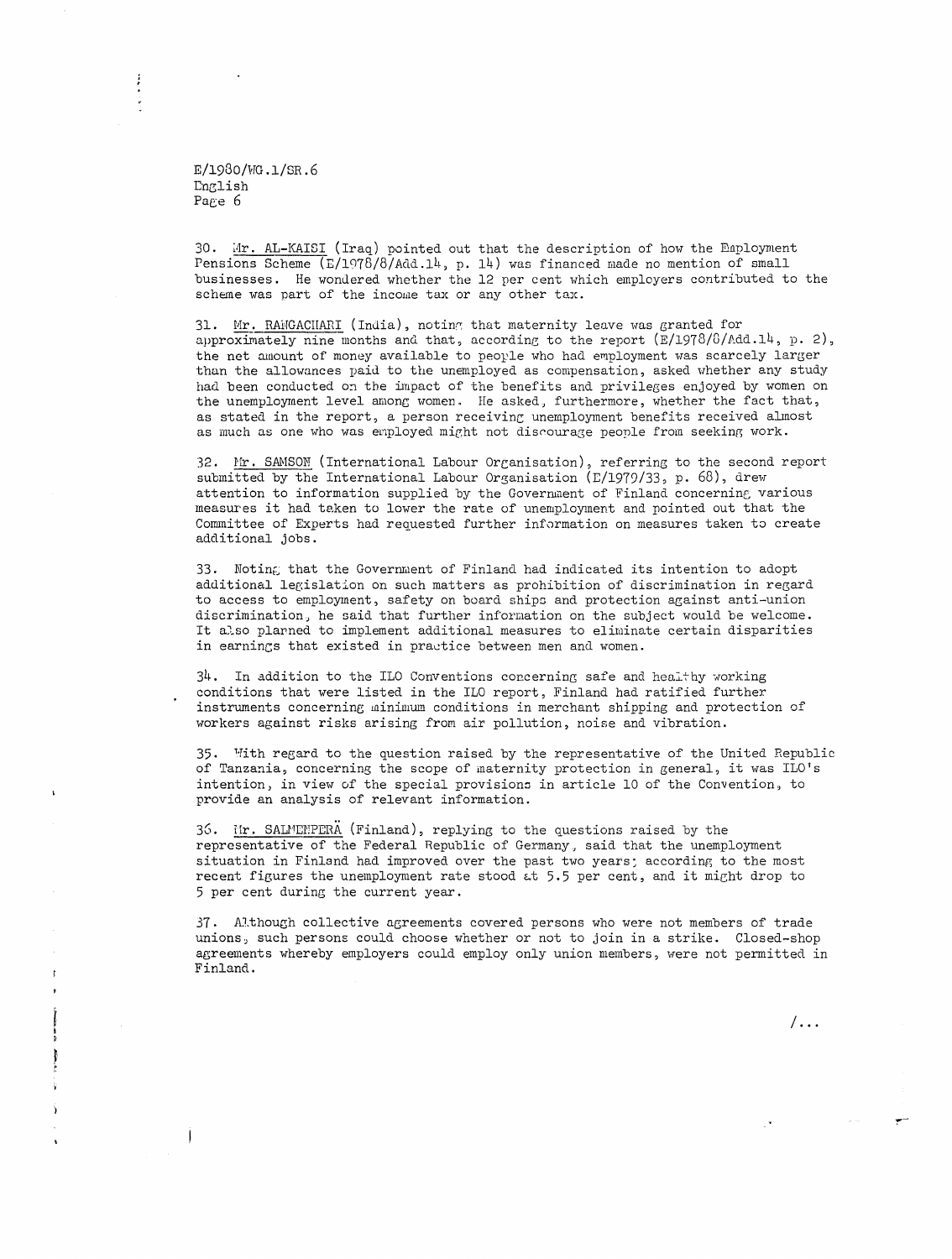30. Mr. AL-KAISI (Iraq) pointed out that the description of how the Employment Pensions Scheme (E/1978/8/Add.14, p. 14) was financed made no mention of small businesses. He wondered whether the 12 per cent which employers contributed to the scheme was part of the income tax or any other tax.

31. Mr. RANGACHARI (India), noting that maternity leave was granted for approximately nine months and that, according to the report (E/1978/8/Add.14, p. 2), the net amount of money available to people who had employment was scarcely larger than the allowances paid to the unemployed as compensation, asked whether any study had been conducted on the impact of the benefits and privileges enjoyed by women on the unemployment level among women. He asked, furthermore, whether the fact that, as stated in the report, a person receiving unemployment benefits received almost as much as one who was employed might not discourage people from seeking work.

32. Mr. SAMSON (International Labour Organisation), referring to the second report submitted by the International Labour Organisation (E/1979/33, p. 68), drew attention to information supplied by the Government of Finland concerning various measures it had taken to lower the rate of unemployment and pointed out that the Committee of Experts had requested further information on measures taken to create additional jobs.

33. Noting that the Government of Finland had indicated its intention to adopt additional legislation on such matters as prohibition of discrimination in regard to access to employment, safety on board ships and protection against anti-union discrimination, he said that further information on the subject would be welcome. It also planned to implement additional measures to eliminate certain disparities in earnings that existed in practice between men and women.

34. In addition to the ILO Conventions concerning safe and healthy working conditions that were listed in the ILO report, Finland had ratified further instruments concerning minimum conditions in merchant shipping and protection of workers against risks arising from air pollution, noise and vibration.

35. With regard to the question raised by the representative of the United Republic of Tanzania, concerning the scope of maternity protection in general, it was ILO's intention, in view of the special provisions in article 10 of the Convention, to provide an analysis of relevant information.

36. Mr. SALMENPERÄ (Finland), replying to the questions raised by the representative of the Federal Republic of Germany, said that the unemployment situation in Finland had improved over the past two years; according to the most recent figures the unemployment rate stood at 5.5 per cent, and it might drop to 5 per cent during the current year.

37. Although collective agreements covered persons who were not members of trade unions, such persons could choose whether or not to join in a strike. Closed-shop agreements whereby employers could employ only union members, were not permitted in Finland.

/...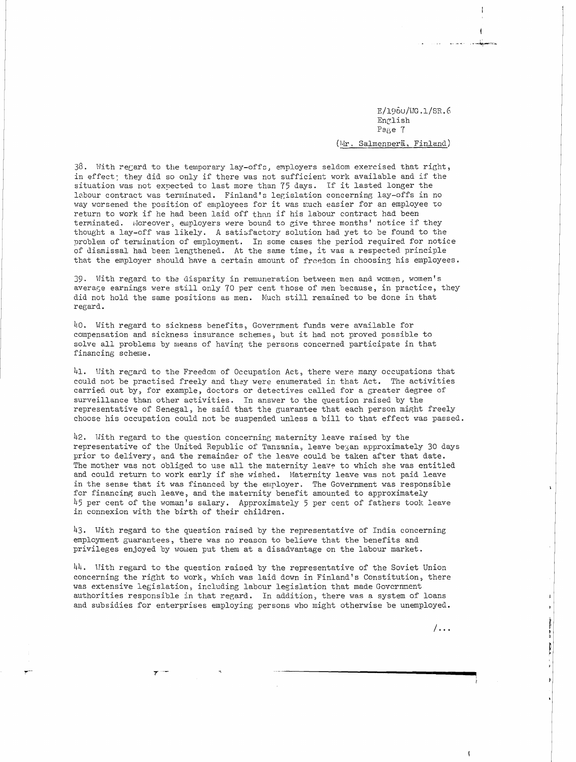(Mr. Salmenperä, Finland)

38. With regard to the temporary lay-offs, employers seldom exercised that right, in effect; they did so only if there was not sufficient work available and if the situation was not expected to last more than 75 days. If it lasted longer the labour contract was terminated. Finland's legislation concerning lay-offs in no way worsened the position of employees for it was much easier for an employee to return to work if he had been laid off than if his labour contract had been terminated. Moreover, employers were bound to give three months' notice if they thought a lay-off was likely. A satisfactory solution had yet to be found to the problem of termination of employment. In some cases the period required for notice of dismissal had been lengthened. At the same time, it was a respected principle that the employer should have a certain amount of freedom in choosing his employees.

39. With regard to the disparity in remuneration between men and women, women's average earnings were still only 70 per cent those of men because, in practice, they did not hold the same positions as men. Much still remained to be done in that regard.

40. With regard to sickness benefits, Government funds were available for compensation and sickness insurance schemes, but it had not proved possible to solve all problems by means of having the persons concerned participate in that financing scheme.

41. With regard to the Freedom of Occupation Act, there were many occupations that could not be practised freely and they were enumerated in that Act. The activities carried out by, for example, doctors or detectives called for a greater degree of surveillance than other activities. In answer to the question raised by the representative of Senegal, he said that the guarantee that each person might freely choose his occupation could not be suspended unless a bill to that effect was passed.

42. With regard to the question concerning maternity leave raised by the representative of the United Republic of Tanzania, leave began approximately 30 days prior to delivery, and the remainder of the leave could be taken after that date. The mother was not obliged to use all the maternity leave to which she was entitled and could return to work early if she wished. Maternity leave was not paid leave in the sense that it was financed by the employer. The Government was responsible for financing such leave, and the maternity benefit amounted to approximately 45 per cent of the woman's salary. Approximately 5 per cent of fathers took leave in connexion with the birth of their children.

43. With regard to the question raised by the representative of India concerning employment guarantees, there was no reason to believe that the benefits and privileges enjoyed by women put them at a disadvantage on the labour market.

44. With regard to the question raised by the representative of the Soviet Union concerning the right to work, which was laid down in Finland's Constitution, there was extensive legislation, including labour legislation that made Government authorities responsible in that regard. In addition, there was a system of loans and subsidies for enterprises employing persons who might otherwise be unemployed.

/...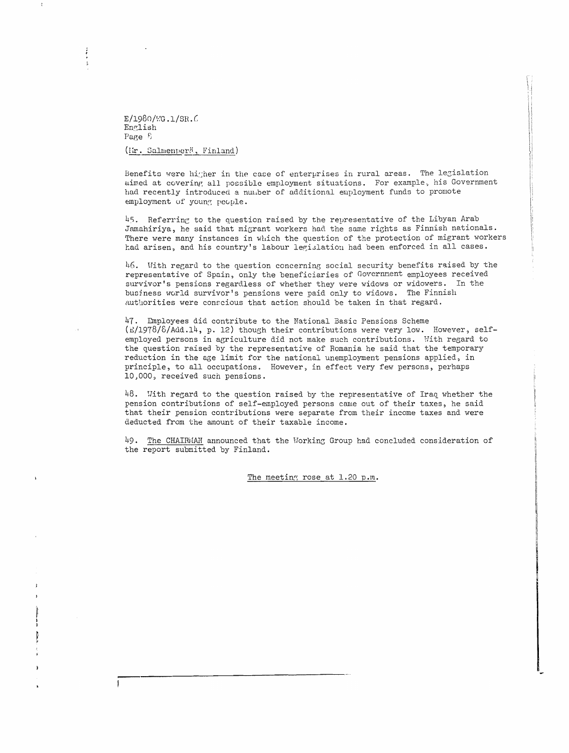(Mr. Salmenperä, Finland)

Benefits were higher in the case of enterprises in rural areas. The legislation aimed at covering all possible employment situations. For example, his Government had recently introduced a number of additional employment funds to promote employment of young people.

45. Referring to the question raised by the representative of the Libyan Arab Jamahiriya, he said that migrant workers had the same rights as Finnish nationals. There were many instances in which the question of the protection of migrant workers had arisen, and his country's labour legislation had been enforced in all cases.

46. With regard to the question concerning social security benefits raised by the representative of Spain, only the beneficiaries of Government employees received survivor's pensions regardless of whether they were widows or widowers. In the business world survivor's pensions were paid only to widows. The Finnish authorities were conscious that action should be taken in that regard.

47. Employees did contribute to the National Basic Pensions Scheme (E/1978/8/Add.14, p. 12) though their contributions were very low. However, self-employed persons in agriculture did not make such contributions. With regard to the question raised by the representative of Romania he said that the temporary reduction in the age limit for the national unemployment pensions applied, in principle, to all occupations. However, in effect very few persons, perhaps 10,000, received such pensions.

48. With regard to the question raised by the representative of Iraq whether the pension contributions of self-employed persons came out of their taxes, he said that their pension contributions were separate from their income taxes and were deducted from the amount of their taxable income.

49. The CHAIRMAN announced that the Working Group had concluded consideration of the report submitted by Finland.

The meeting rose at 1.20 p.m.